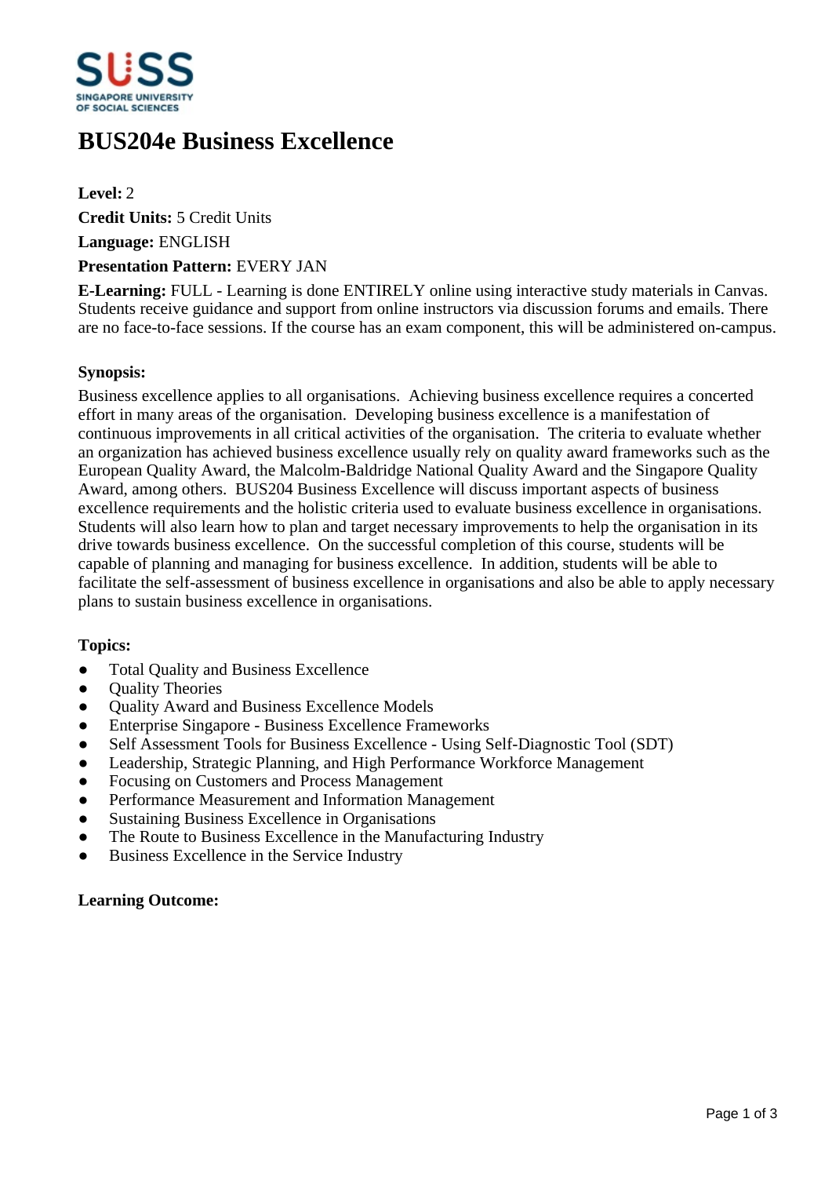# BUS204e Business Excellence

**Level:** 2

**Credit Units:** 5 Credit Units

**Language:** ENGLISH

**Presentation Pattern:** EVERY JAN

**E-Learning:** FULL - Learning is done ENTIRELY online using interactive study materials in Canvas. Students receive guidance and support from online instructors via discussion forums and emails. There are no face-to-face sessions. If the course has an exam component, this will be administered on-campus.

**Synopsis:**

Business excellence applies to all organisations. Achieving business excellence requires a concerted effort in many areas of the organisation. Developing business excellence is a manifestation of continuous improvements in all critical activities of the organisation. The criteria to evaluate whether an organization has achieved business excellence usually rely on quality award frameworks such as the European Quality Award, the Malcolm-Baldridge National Quality Award and the Singapore Quality Award, among others. BUS204 Business Excellence will discuss important aspects of business excellence requirements and the holistic criteria used to evaluate business excellence in organisations. Students will also learn how to plan and target necessary improvements to help the organisation in its drive towards business excellence. On the successful completion of this course, students will be capable of planning and managing for business excellence. In addition, students will be able to facilitate the self-assessment of business excellence in organisations and also be able to apply necessary plans to sustain business excellence in organisations.

**Topics:**

- Total Quality and Business Excellence
- Quality Theories
- Quality Award and Business Excellence Models
- Enterprise Singapore - Business Excellence Frameworks
- Self Assessment Tools for Business Excellence - Using Self-Diagnostic Tool (SDT)
- Leadership, Strategic Planning, and High Performance Workforce Management
- Focusing on Customers and Process Management
- Performance Measurement and Information Management
- Sustaining Business Excellence in Organisations
- The Route to Business Excellence in the Manufacturing Industry
- Business Excellence in the Service Industry

**Learning Outcome:**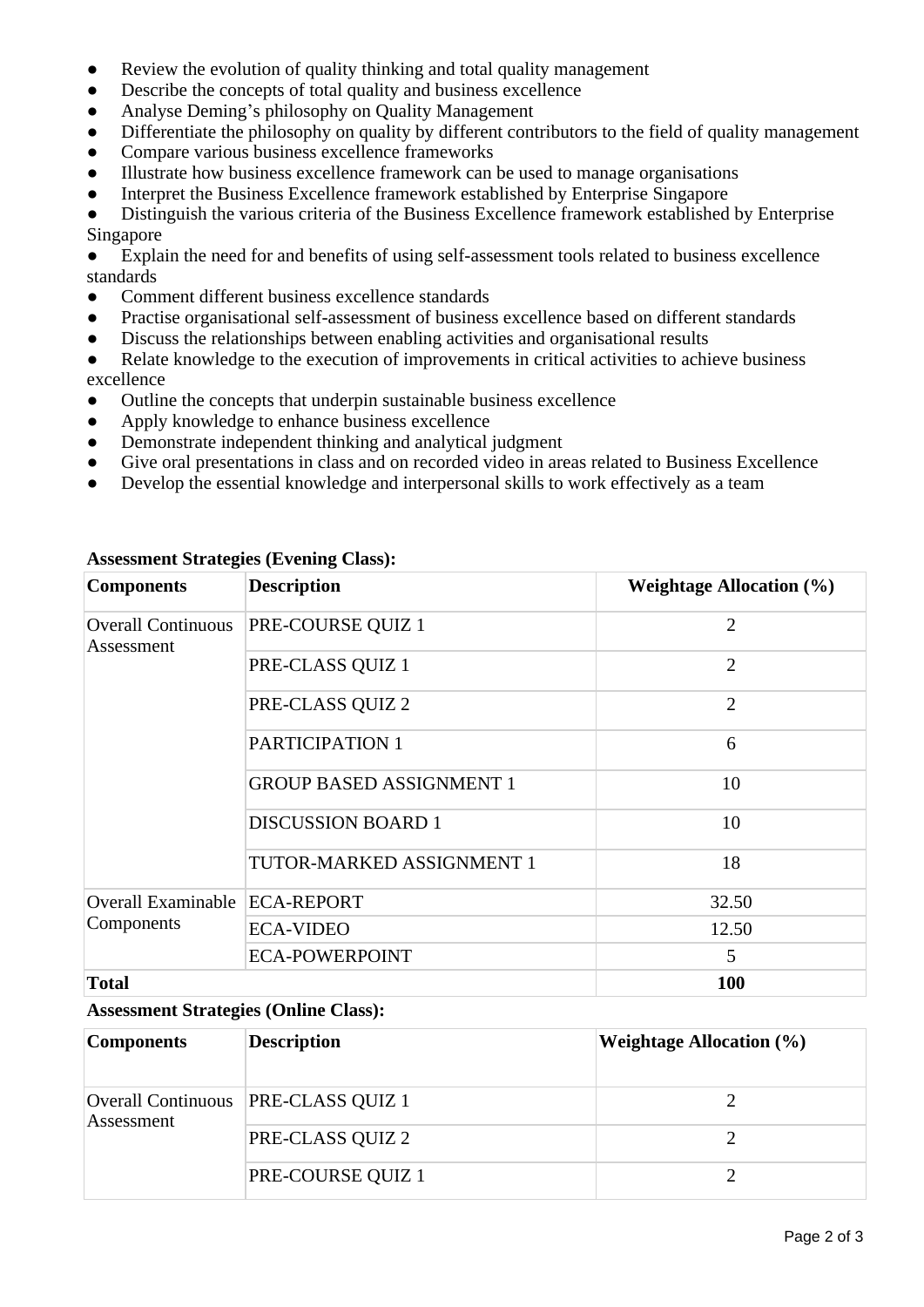- Review the evolution of quality thinking and total quality management
- Describe the concepts of total quality and business excellence
- Analyse Deming's philosophy on Quality Management
- Differentiate the philosophy on quality by different contributors to the field of quality management
- Compare various business excellence frameworks
- Illustrate how business excellence framework can be used to manage organisations
- Interpret the Business Excellence framework established by Enterprise Singapore
- Distinguish the various criteria of the Business Excellence framework established by Enterprise Singapore
- Explain the need for and benefits of using self-assessment tools related to business excellence standards
- Comment different business excellence standards
- Practise organisational self-assessment of business excellence based on different standards
- Discuss the relationships between enabling activities and organisational results
- Relate knowledge to the execution of improvements in critical activities to achieve business excellence
- Outline the concepts that underpin sustainable business excellence
- Apply knowledge to enhance business excellence
- Demonstrate independent thinking and analytical judgment
- Give oral presentations in class and on recorded video in areas related to Business Excellence
- Develop the essential knowledge and interpersonal skills to work effectively as a team

**Assessment Strategies (Evening Class):**

| Components | Description | Weightage Allocation (%) |
|---|---|---|
| Overall Continuous Assessment | PRE-COURSE QUIZ 1 | 2 |
| | PRE-CLASS QUIZ 1 | 2 |
| | PRE-CLASS QUIZ 2 | 2 |
| | PARTICIPATION 1 | 6 |
| | GROUP BASED ASSIGNMENT 1 | 10 |
| | DISCUSSION BOARD 1 | 10 |
| | TUTOR-MARKED ASSIGNMENT 1 | 18 |
| Overall Examinable Components | ECA-REPORT | 32.50 |
| | ECA-VIDEO | 12.50 |
| | ECA-POWERPOINT | 5 |
| **Total** | | **100** |

**Assessment Strategies (Online Class):**

| Components | Description | Weightage Allocation (%) |
|---|---|---|
| Overall Continuous Assessment | PRE-CLASS QUIZ 1 | 2 |
| | PRE-CLASS QUIZ 2 | 2 |
| | PRE-COURSE QUIZ 1 | 2 |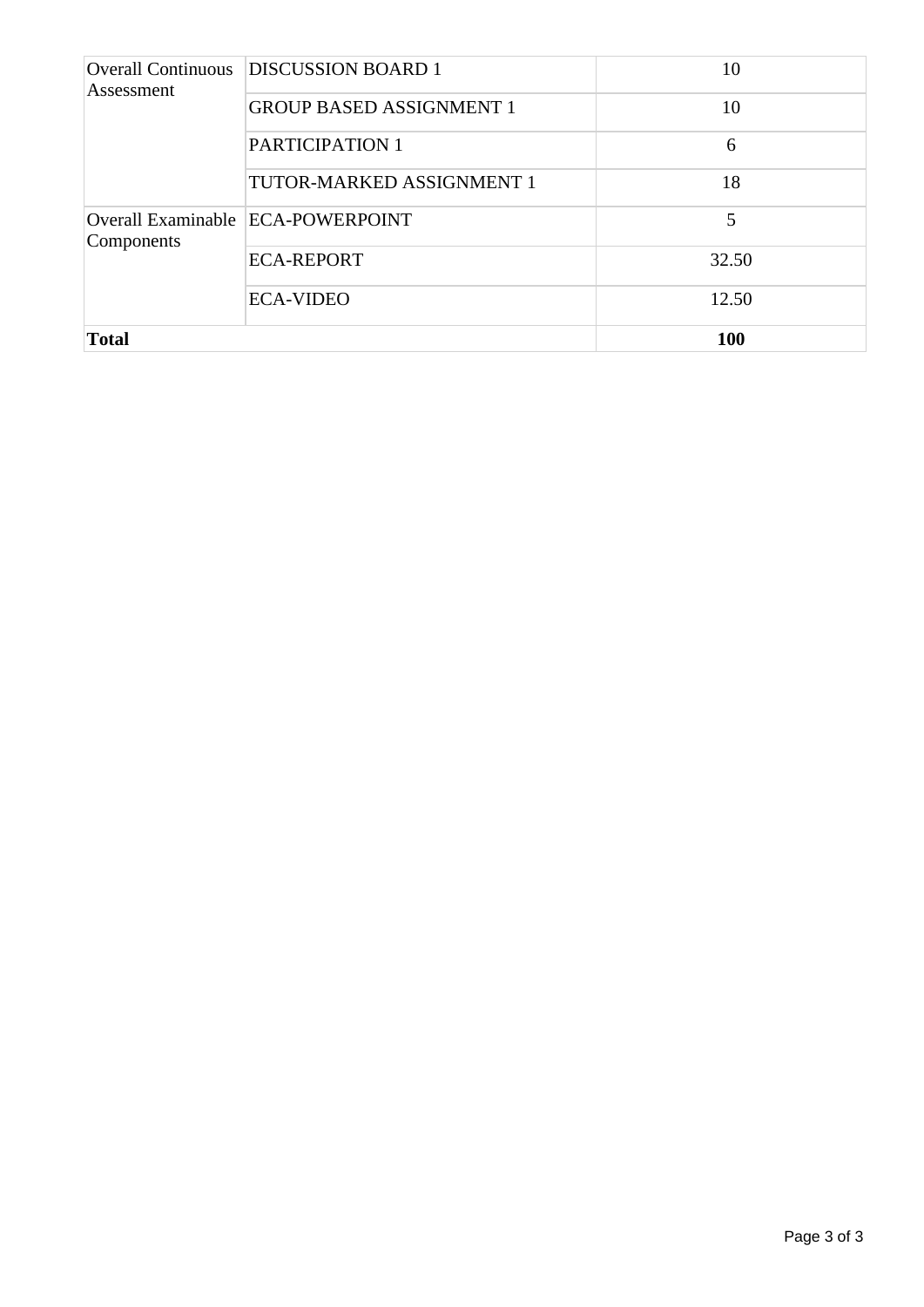| | | |
|---|---|---|
| Overall Continuous Assessment | DISCUSSION BOARD 1 | 10 |
| | GROUP BASED ASSIGNMENT 1 | 10 |
| | PARTICIPATION 1 | 6 |
| | TUTOR-MARKED ASSIGNMENT 1 | 18 |
| Overall Examinable Components | ECA-POWERPOINT | 5 |
| | ECA-REPORT | 32.50 |
| | ECA-VIDEO | 12.50 |
| **Total** | | **100** |